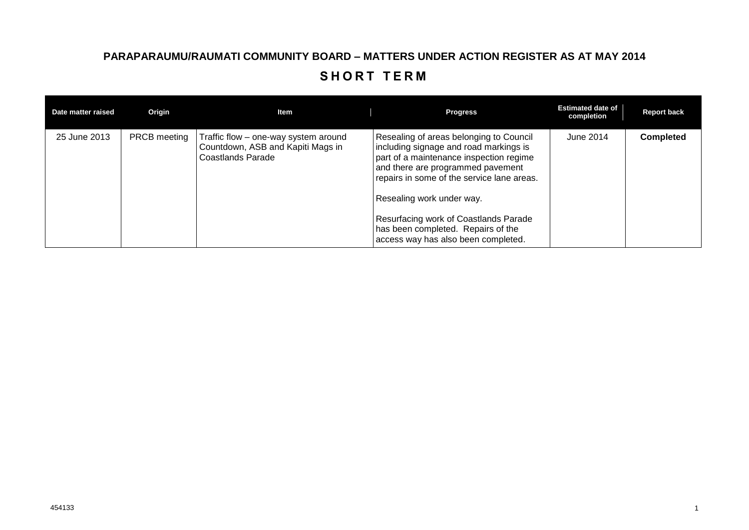# PARAPARAUMU/RAUMATI COMMUNITY BOARD – MATTERS UNDER ACTION REGISTER AS AT MAY 2014

## SHORT TERM

| Date matter raised | Origin | Item | Progress | Estimated date of completion | Report back |
|---|---|---|---|---|---|
| 25 June 2013 | PRCB meeting | Traffic flow – one-way system around Countdown, ASB and Kapiti Mags in Coastlands Parade | Resealing of areas belonging to Council including signage and road markings is part of a maintenance inspection regime and there are programmed pavement repairs in some of the service lane areas.<br><br>Resealing work under way.<br><br>Resurfacing work of Coastlands Parade has been completed. Repairs of the access way has also been completed. | June 2014 | **Completed** |

454133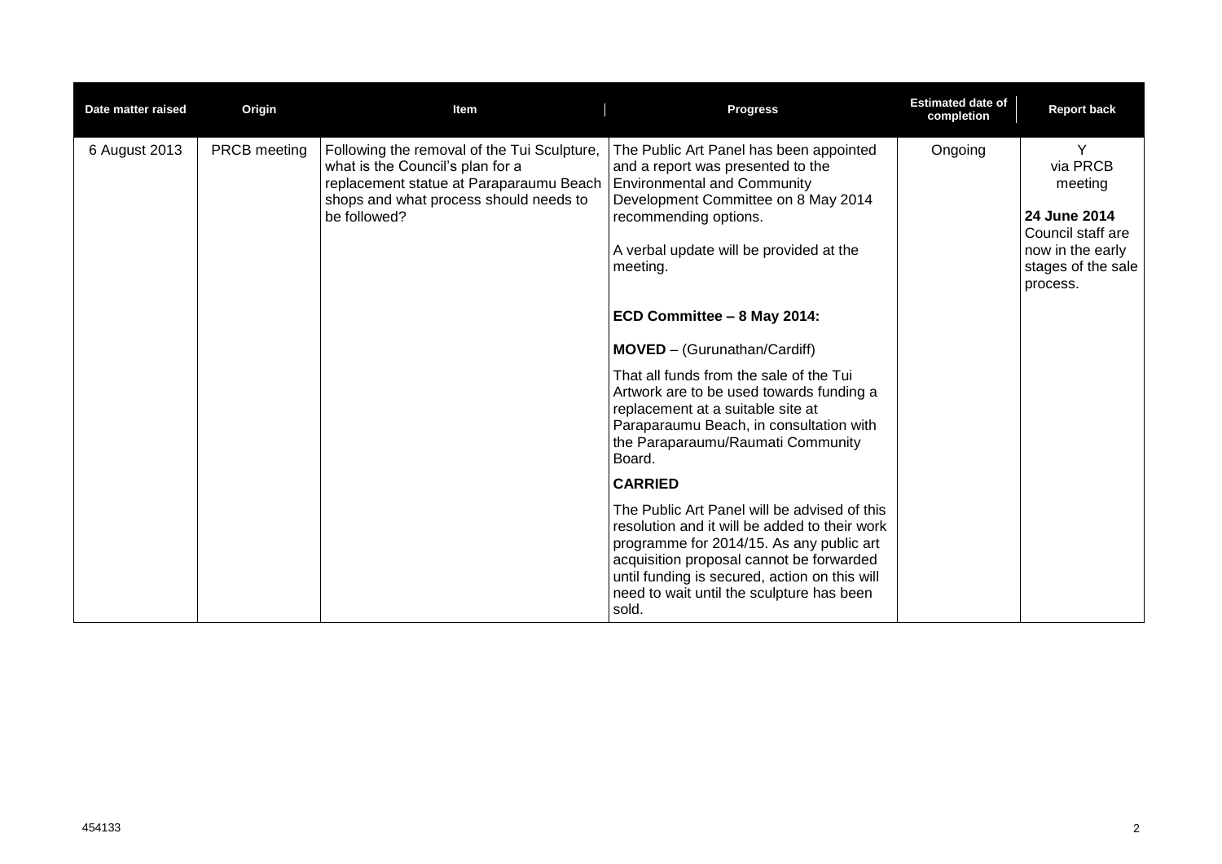| Date matter raised | Origin | Item | Progress | Estimated date of completion | Report back |
| --- | --- | --- | --- | --- | --- |
| 6 August 2013 | PRCB meeting | Following the removal of the Tui Sculpture, what is the Council's plan for a replacement statue at Paraparaumu Beach shops and what process should needs to be followed? | The Public Art Panel has been appointed and a report was presented to the Environmental and Community Development Committee on 8 May 2014 recommending options.<br><br>A verbal update will be provided at the meeting.<br><br>**ECD Committee – 8 May 2014:**<br><br>**MOVED** – (Gurunathan/Cardiff)<br><br>That all funds from the sale of the Tui Artwork are to be used towards funding a replacement at a suitable site at Paraparaumu Beach, in consultation with the Paraparaumu/Raumati Community Board.<br><br>**CARRIED**<br><br>The Public Art Panel will be advised of this resolution and it will be added to their work programme for 2014/15. As any public art acquisition proposal cannot be forwarded until funding is secured, action on this will need to wait until the sculpture has been sold. | Ongoing | Y via PRCB meeting<br><br>**24 June 2014** Council staff are now in the early stages of the sale process. |

454133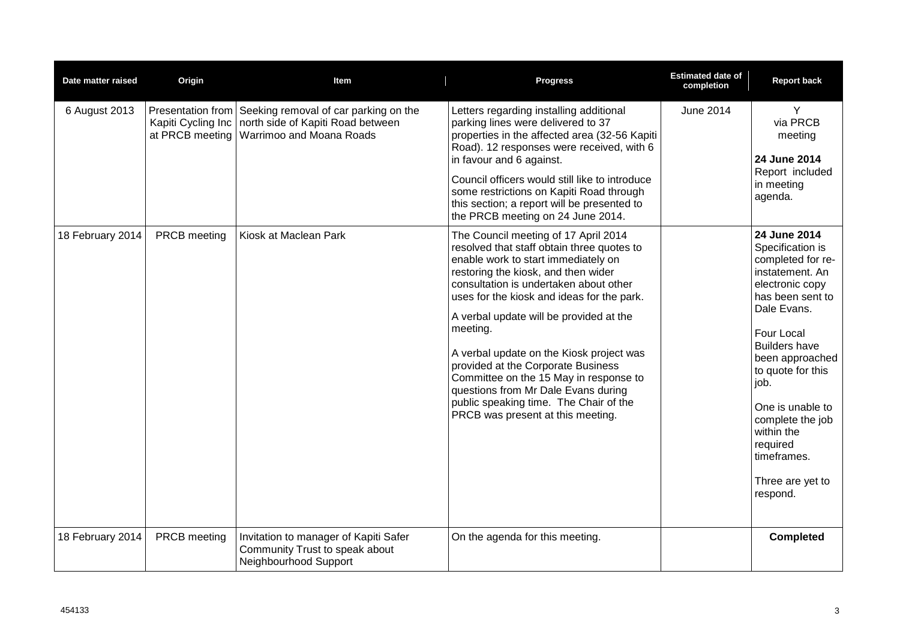| Date matter raised | Origin | Item | Progress | Estimated date of completion | Report back |
|---|---|---|---|---|---|
| 6 August 2013 | Presentation from Kapiti Cycling Inc at PRCB meeting | Seeking removal of car parking on the north side of Kapiti Road between Warrimoo and Moana Roads | Letters regarding installing additional parking lines were delivered to 37 properties in the affected area (32-56 Kapiti Road). 12 responses were received, with 6 in favour and 6 against.<br><br>Council officers would still like to introduce some restrictions on Kapiti Road through this section; a report will be presented to the PRCB meeting on 24 June 2014. | June 2014 | Y via PRCB meeting<br><br>**24 June 2014** Report included in meeting agenda. |
| 18 February 2014 | PRCB meeting | Kiosk at Maclean Park | The Council meeting of 17 April 2014 resolved that staff obtain three quotes to enable work to start immediately on restoring the kiosk, and then wider consultation is undertaken about other uses for the kiosk and ideas for the park.<br><br>A verbal update will be provided at the meeting.<br><br>A verbal update on the Kiosk project was provided at the Corporate Business Committee on the 15 May in response to questions from Mr Dale Evans during public speaking time. The Chair of the PRCB was present at this meeting. | | **24 June 2014** Specification is completed for re-instatement. An electronic copy has been sent to Dale Evans.<br><br>Four Local Builders have been approached to quote for this job.<br><br>One is unable to complete the job within the required timeframes.<br><br>Three are yet to respond. |
| 18 February 2014 | PRCB meeting | Invitation to manager of Kapiti Safer Community Trust to speak about Neighbourhood Support | On the agenda for this meeting. | | **Completed** |

454133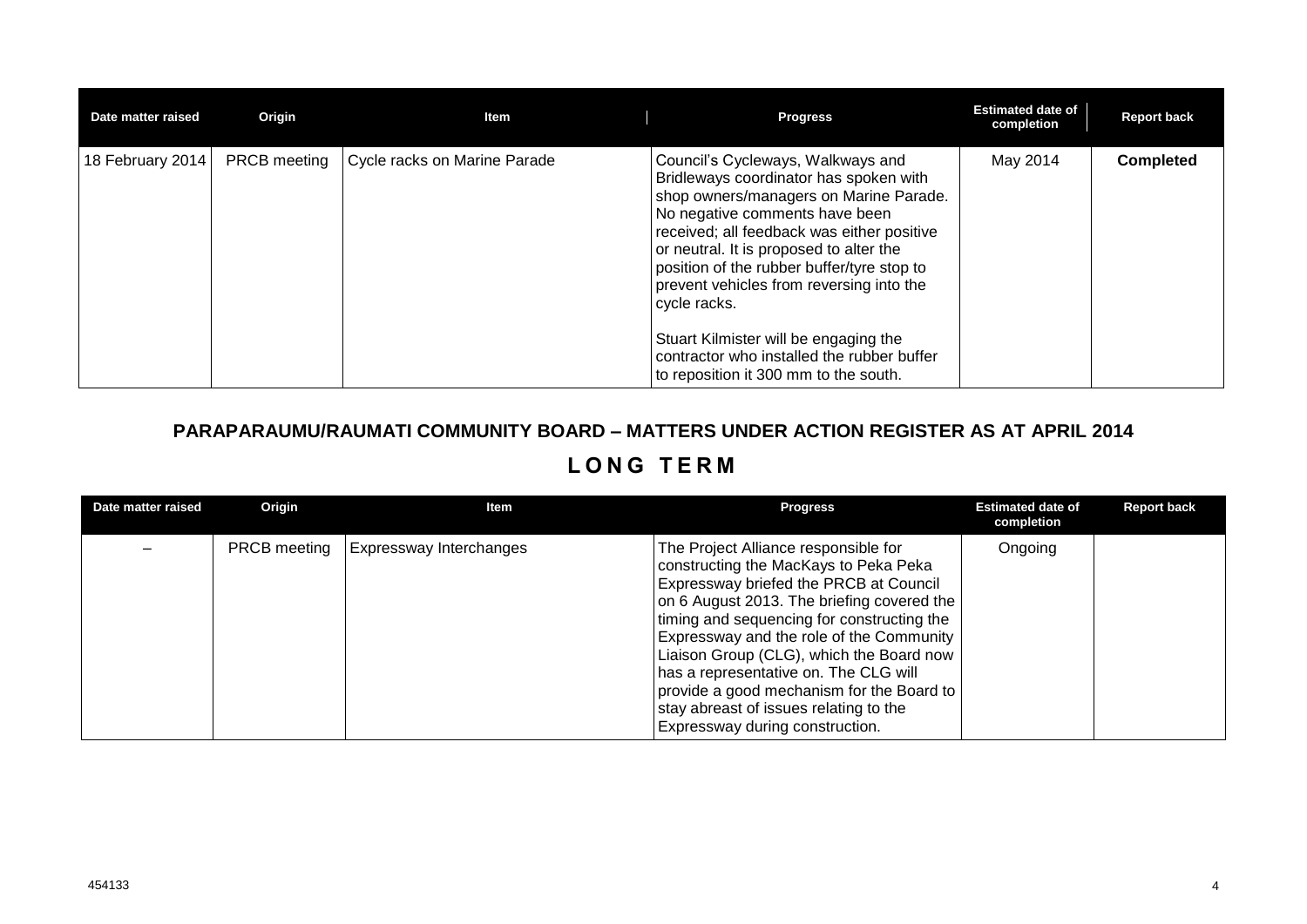| Date matter raised | Origin | Item | Progress | Estimated date of completion | Report back |
|---|---|---|---|---|---|
| 18 February 2014 | PRCB meeting | Cycle racks on Marine Parade | Council's Cycleways, Walkways and Bridleways coordinator has spoken with shop owners/managers on Marine Parade. No negative comments have been received; all feedback was either positive or neutral. It is proposed to alter the position of the rubber buffer/tyre stop to prevent vehicles from reversing into the cycle racks.<br><br>Stuart Kilmister will be engaging the contractor who installed the rubber buffer to reposition it 300 mm to the south. | May 2014 | **Completed** |

## PARAPARAUMU/RAUMATI COMMUNITY BOARD – MATTERS UNDER ACTION REGISTER AS AT APRIL 2014

## LONG TERM

| Date matter raised | Origin | Item | Progress | Estimated date of completion | Report back |
|---|---|---|---|---|---|
| – | PRCB meeting | Expressway Interchanges | The Project Alliance responsible for constructing the MacKays to Peka Peka Expressway briefed the PRCB at Council on 6 August 2013. The briefing covered the timing and sequencing for constructing the Expressway and the role of the Community Liaison Group (CLG), which the Board now has a representative on. The CLG will provide a good mechanism for the Board to stay abreast of issues relating to the Expressway during construction. | Ongoing | |

454133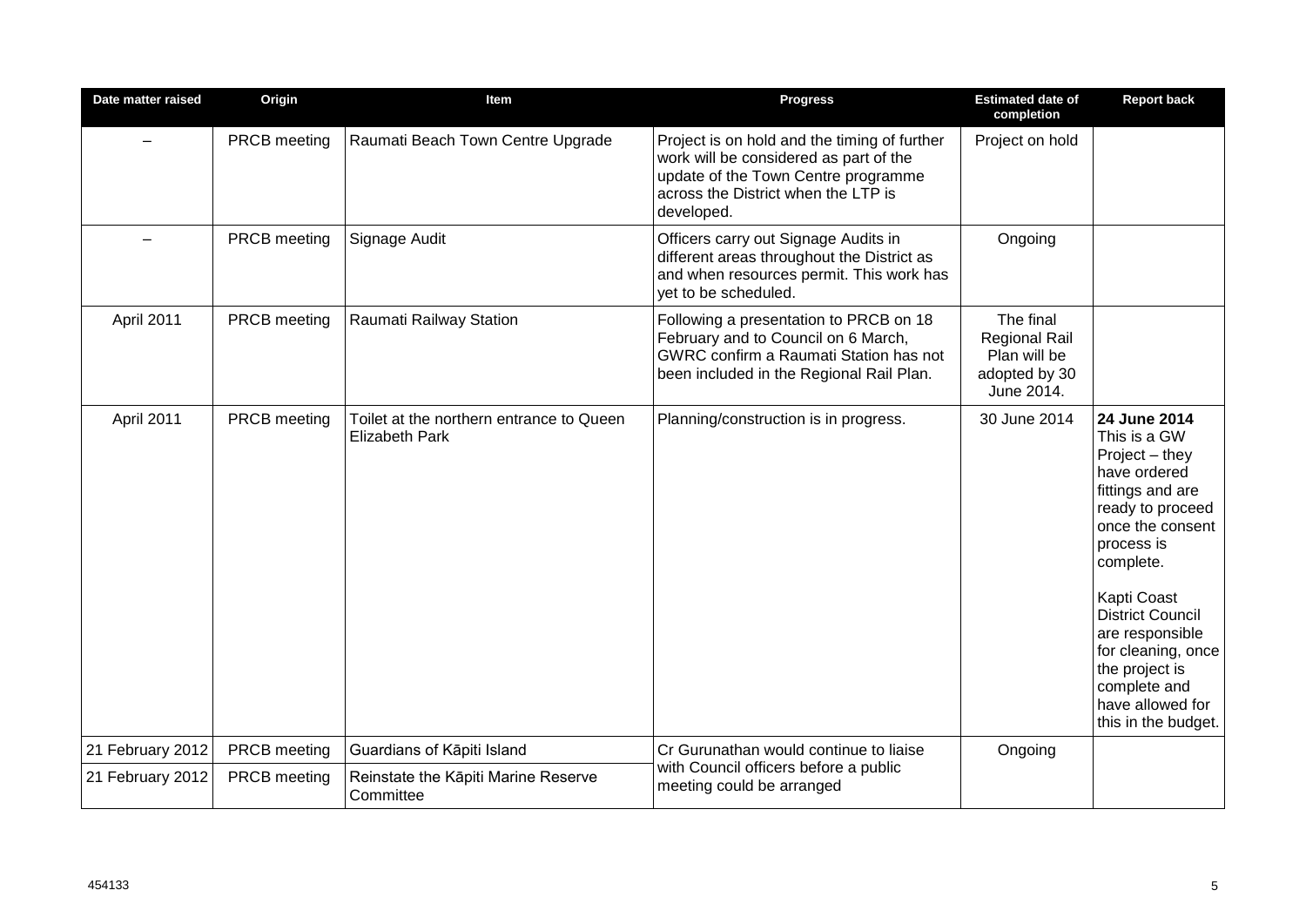| Date matter raised | Origin | Item | Progress | Estimated date of completion | Report back |
|---|---|---|---|---|---|
| – | PRCB meeting | Raumati Beach Town Centre Upgrade | Project is on hold and the timing of further work will be considered as part of the update of the Town Centre programme across the District when the LTP is developed. | Project on hold | |
| – | PRCB meeting | Signage Audit | Officers carry out Signage Audits in different areas throughout the District as and when resources permit. This work has yet to be scheduled. | Ongoing | |
| April 2011 | PRCB meeting | Raumati Railway Station | Following a presentation to PRCB on 18 February and to Council on 6 March, GWRC confirm a Raumati Station has not been included in the Regional Rail Plan. | The final Regional Rail Plan will be adopted by 30 June 2014. | |
| April 2011 | PRCB meeting | Toilet at the northern entrance to Queen Elizabeth Park | Planning/construction is in progress. | 30 June 2014 | **24 June 2014** This is a GW Project – they have ordered fittings and are ready to proceed once the consent process is complete. Kapti Coast District Council are responsible for cleaning, once the project is complete and have allowed for this in the budget. |
| 21 February 2012 | PRCB meeting | Guardians of Kāpiti Island | Cr Gurunathan would continue to liaise with Council officers before a public meeting could be arranged | Ongoing | |
| 21 February 2012 | PRCB meeting | Reinstate the Kāpiti Marine Reserve Committee | | | |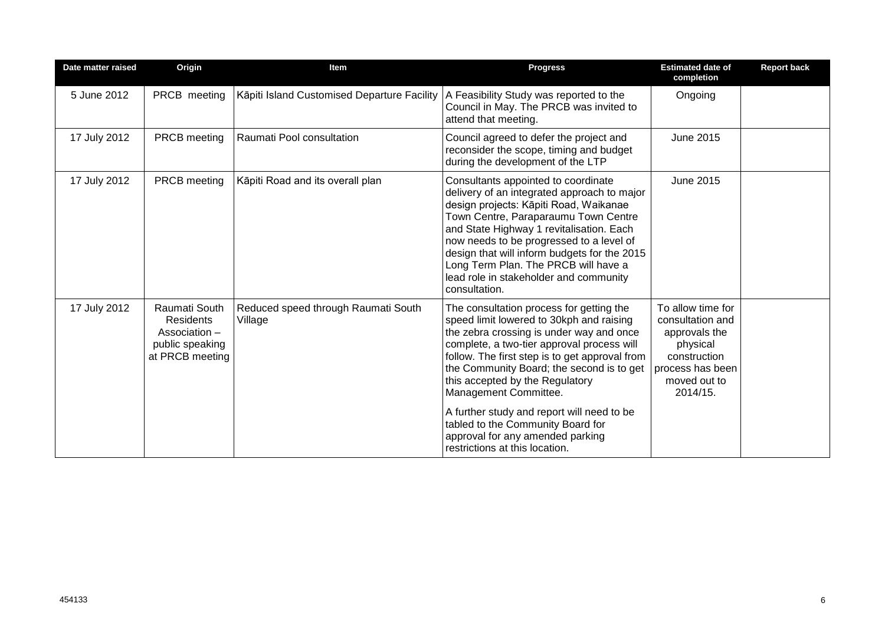| Date matter raised | Origin | Item | Progress | Estimated date of completion | Report back |
|---|---|---|---|---|---|
| 5 June 2012 | PRCB meeting | Kāpiti Island Customised Departure Facility | A Feasibility Study was reported to the Council in May. The PRCB was invited to attend that meeting. | Ongoing | |
| 17 July 2012 | PRCB meeting | Raumati Pool consultation | Council agreed to defer the project and reconsider the scope, timing and budget during the development of the LTP | June 2015 | |
| 17 July 2012 | PRCB meeting | Kāpiti Road and its overall plan | Consultants appointed to coordinate delivery of an integrated approach to major design projects: Kāpiti Road, Waikanae Town Centre, Paraparaumu Town Centre and State Highway 1 revitalisation. Each now needs to be progressed to a level of design that will inform budgets for the 2015 Long Term Plan. The PRCB will have a lead role in stakeholder and community consultation. | June 2015 | |
| 17 July 2012 | Raumati South Residents Association – public speaking at PRCB meeting | Reduced speed through Raumati South Village | The consultation process for getting the speed limit lowered to 30kph and raising the zebra crossing is under way and once complete, a two-tier approval process will follow. The first step is to get approval from the Community Board; the second is to get this accepted by the Regulatory Management Committee.<br><br>A further study and report will need to be tabled to the Community Board for approval for any amended parking restrictions at this location. | To allow time for consultation and approvals the physical construction process has been moved out to 2014/15. | |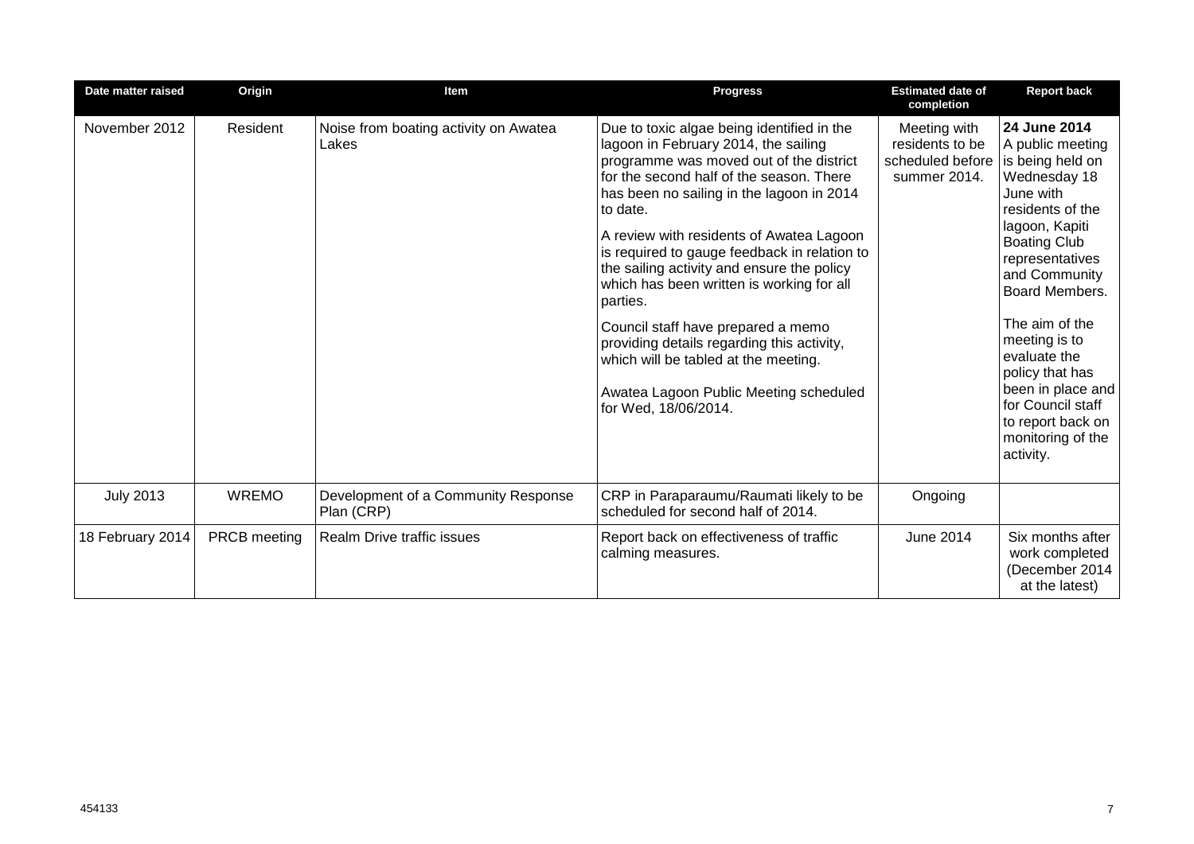| Date matter raised | Origin | Item | Progress | Estimated date of completion | Report back |
|---|---|---|---|---|---|
| November 2012 | Resident | Noise from boating activity on Awatea Lakes | Due to toxic algae being identified in the lagoon in February 2014, the sailing programme was moved out of the district for the second half of the season. There has been no sailing in the lagoon in 2014 to date.<br><br>A review with residents of Awatea Lagoon is required to gauge feedback in relation to the sailing activity and ensure the policy which has been written is working for all parties.<br><br>Council staff have prepared a memo providing details regarding this activity, which will be tabled at the meeting.<br><br>Awatea Lagoon Public Meeting scheduled for Wed, 18/06/2014. | Meeting with residents to be scheduled before summer 2014. | **24 June 2014**<br>A public meeting is being held on Wednesday 18 June with residents of the lagoon, Kapiti Boating Club representatives and Community Board Members.<br><br>The aim of the meeting is to evaluate the policy that has been in place and for Council staff to report back on monitoring of the activity. |
| July 2013 | WREMO | Development of a Community Response Plan (CRP) | CRP in Paraparaumu/Raumati likely to be scheduled for second half of 2014. | Ongoing | |
| 18 February 2014 | PRCB meeting | Realm Drive traffic issues | Report back on effectiveness of traffic calming measures. | June 2014 | Six months after work completed (December 2014 at the latest) |

454133